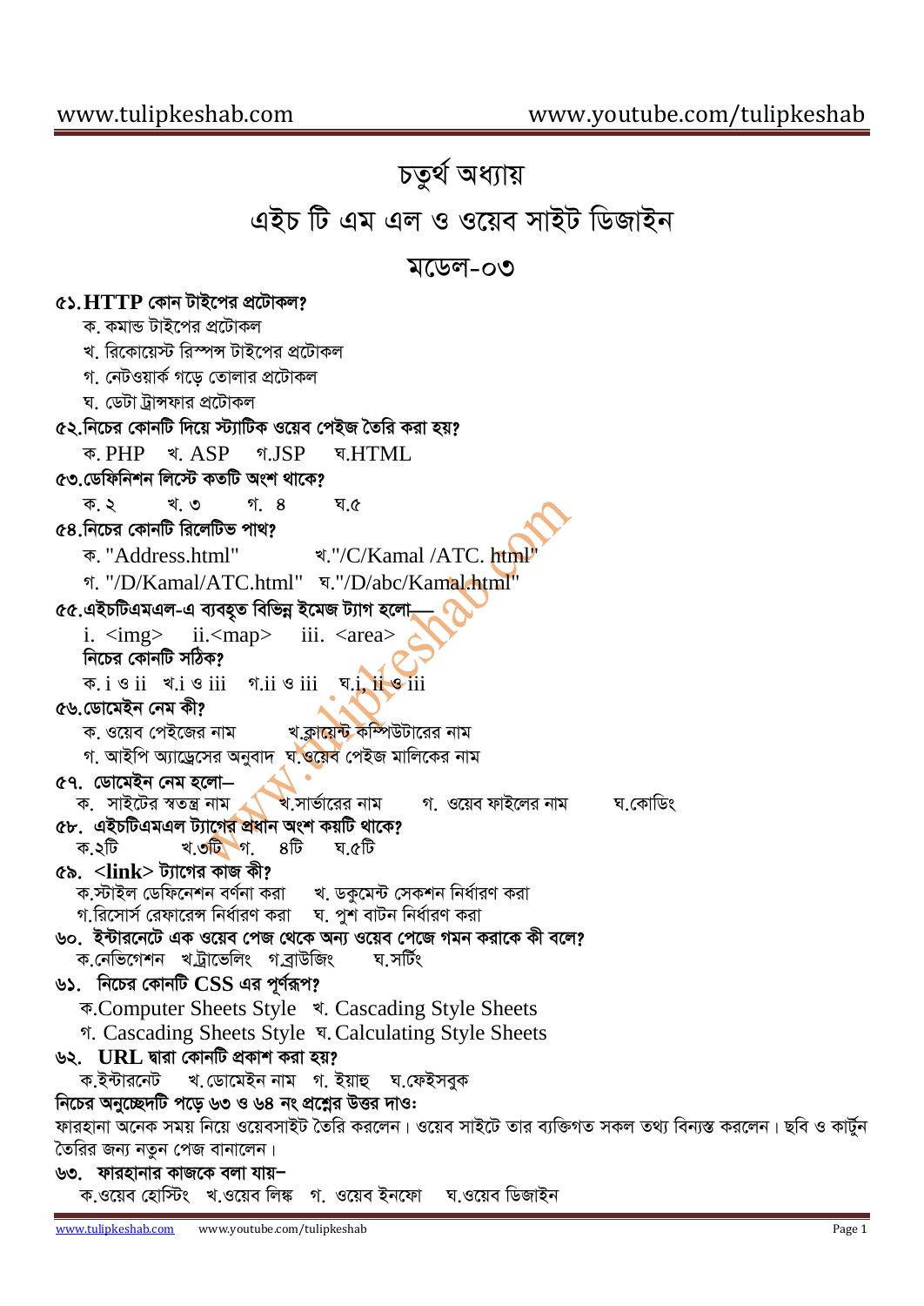# চতুর্থ অধ্যায়

## এইচ টি এম এল ও ওয়েব সাইট ডিজাইন

### মডেল-০৩

**৫১. HTTP কোন টাইপের প্রটোকল?**

ক. কমান্ড টাইপের প্রটোকল
খ. রিকোয়েস্ট রিস্পন্স টাইপের প্রটোকল
গ. নেটওয়ার্ক গড়ে তোলার প্রটোকল
ঘ. ডেটা ট্রান্সফার প্রটোকল

**৫২. নিচের কোনটি দিয়ে স্ট্যাটিক ওয়েব পেইজ তৈরি করা হয়?**

ক. PHP খ. ASP গ. JSP ঘ. HTML

**৫৩. ডেফিনিশন লিস্টে কতটি অংশ থাকে?**

ক. ২ খ. ৩ গ. ৪ ঘ. ৫

**৫৪. নিচের কোনটি রিলেটিভ পাথ?**

ক. "Address.html" খ. "/C/Kamal /ATC. html"
গ. "/D/Kamal/ATC.html" ঘ. "/D/abc/Kamal.html"

**৫৫. এইচটিএমএল-এ ব্যবহৃত বিভিন্ন ইমেজ ট্যাগ হলো—**

i. <img> ii. <map> iii. <area>

**নিচের কোনটি সঠিক?**

ক. i ও ii খ. i ও iii গ. ii ও iii ঘ. i, ii ও iii

**৫৬. ডোমেইন নেম কী?**

ক. ওয়েব পেইজের নাম খ. ক্লায়েন্ট কম্পিউটারের নাম
গ. আইপি অ্যাড্রেসের অনুবাদ ঘ. ওয়েব পেইজ মালিকের নাম

**৫৭. ডোমেইন নেম হলো–**

ক. সাইটের স্বতন্ত্র নাম খ. সার্ভারের নাম গ. ওয়েব ফাইলের নাম ঘ. কোডিং

**৫৮. এইচটিএমএল ট্যাগের প্রধান অংশ কয়টি থাকে?**

ক. ২টি খ. ৩টি গ. ৪টি ঘ. ৫টি

**৫৯. <link> ট্যাগের কাজ কী?**

ক. স্টাইল ডেফিনেশন বর্ণনা করা খ. ডকুমেন্ট সেকশন নির্ধারণ করা
গ. রিসোর্স রেফারেন্স নির্ধারণ করা ঘ. পুশ বাটন নির্ধারণ করা

**৬০. ইন্টারনেটে এক ওয়েব পেজ থেকে অন্য ওয়েব পেজে গমন করাকে কী বলে?**

ক. নেভিগেশন খ. ট্রাভেলিং গ. ব্রাউজিং ঘ. সর্টিং

**৬১. নিচের কোনটি CSS এর পূর্ণরূপ?**

ক. Computer Sheets Style খ. Cascading Style Sheets
গ. Cascading Sheets Style ঘ. Calculating Style Sheets

**৬২. URL দ্বারা কোনটি প্রকাশ করা হয়?**

ক. ইন্টারনেট খ. ডোমেইন নাম গ. ইয়াহু ঘ. ফেইসবুক

**নিচের অনুচ্ছেদটি পড়ে ৬৩ ও ৬৪ নং প্রশ্নের উত্তর দাওঃ**

ফারহানা অনেক সময় নিয়ে ওয়েবসাইট তৈরি করলেন। ওয়েব সাইটে তার ব্যক্তিগত সকল তথ্য বিন্যস্ত করলেন। ছবি ও কার্টুন তৈরির জন্য নতুন পেজ বানালেন।

**৬৩. ফারহানার কাজকে বলা যায়–**

ক. ওয়েব হোস্টিং খ. ওয়েব লিঙ্ক গ. ওয়েব ইনফো ঘ. ওয়েব ডিজাইন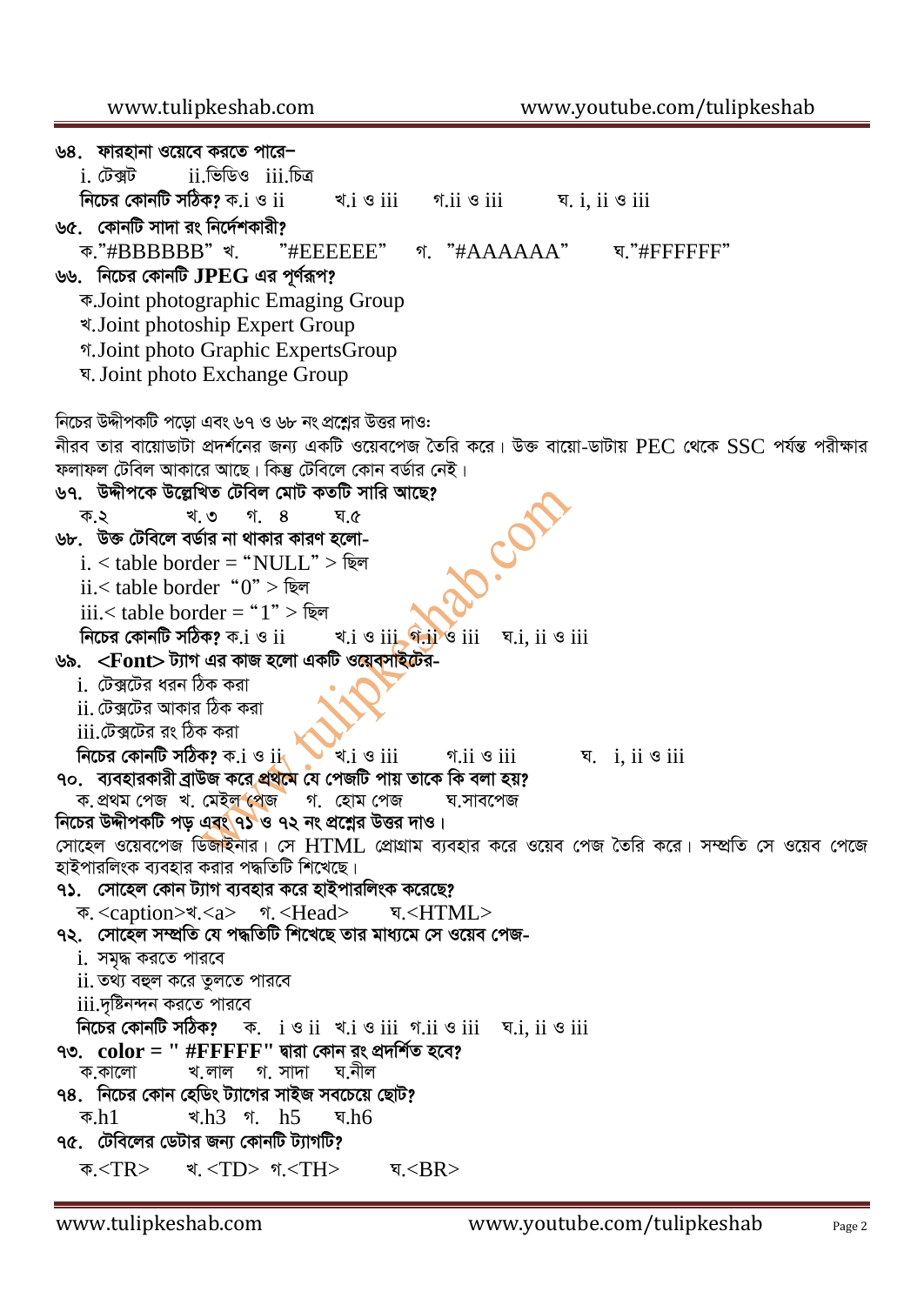**৬৪. ফারহানা ওয়েবে করতে পারে–**

i. টেক্সট   ii.ভিডিও   iii.চিত্র

**নিচের কোনটি সঠিক?** ক.i ও ii   খ.i ও iii   গ.ii ও iii   ঘ. i, ii ও iii

**৬৫. কোনটি সাদা রং নির্দেশকারী?**

ক."#BBBBBB"  খ. "#EEEEEE"  গ. "#AAAAAA"  ঘ."#FFFFFF"

**৬৬. নিচের কোনটি JPEG এর পূর্ণরূপ?**

ক.Joint photographic Emaging Group

খ.Joint photoship Expert Group

গ.Joint photo Graphic ExpertsGroup

ঘ. Joint photo Exchange Group

নিচের উদ্দীপকটি পড়ো এবং ৬৭ ও ৬৮ নং প্রশ্নের উত্তর দাও:

নীরব তার বায়োডাটা প্রদর্শনের জন্য একটি ওয়েবপেজ তৈরি করে। উক্ত বায়ো-ডাটায় PEC থেকে SSC পর্যন্ত পরীক্ষার ফলাফল টেবিল আকারে আছে। কিন্তু টেবিলে কোন বর্ডার নেই।

**৬৭. উদ্দীপকে উল্লেখিত টেবিল মোট কতটি সারি আছে?**

ক.২   খ.৩   গ. ৪   ঘ.৫

**৬৮. উক্ত টেবিলে বর্ডার না থাকার কারণ হলো-**

i. < table border = "NULL" > ছিল

ii.< table border "0" > ছিল

iii.< table border = "1" > ছিল

**নিচের কোনটি সঠিক?** ক.i ও ii   খ.i ও iii   গ.ii ও iii   ঘ.i, ii ও iii

**৬৯. <Font> ট্যাগ এর কাজ হলো একটি ওয়েবসাইটের-**

i. টেক্সটের ধরন ঠিক করা

ii. টেক্সটের আকার ঠিক করা

iii.টেক্সটের রং ঠিক করা

**নিচের কোনটি সঠিক?** ক.i ও ii   খ.i ও iii   গ.ii ও iii   ঘ. i, ii ও iii

**৭০. ব্যবহারকারী ব্রাউজ করে প্রথমে যে পেজটি পায় তাকে কি বলা হয়?**

ক. প্রথম পেজ  খ. মেইল পেজ  গ. হোম পেজ  ঘ.সাবপেজ

**নিচের উদ্দীপকটি পড় এবং ৭১ ও ৭২ নং প্রশ্নের উত্তর দাও।**

সোহেল ওয়েবপেজ ডিজাইনার। সে HTML প্রোগ্রাম ব্যবহার করে ওয়েব পেজ তৈরি করে। সম্প্রতি সে ওয়েব পেজে হাইপারলিংক ব্যবহার করার পদ্ধতিটি শিখেছে।

**৭১. সোহেল কোন ট্যাগ ব্যবহার করে হাইপারলিংক করেছে?**

ক. <caption>খ.<a>  গ. <Head>  ঘ.<HTML>

**৭২. সোহেল সম্প্রতি যে পদ্ধতিটি শিখেছে তার মাধ্যমে সে ওয়েব পেজ-**

i. সমৃদ্ধ করতে পারবে

ii. তথ্য বহুল করে তুলতে পারবে

iii.দৃষ্টিনন্দন করতে পারবে

**নিচের কোনটি সঠিক?**  ক. i ও ii  খ.i ও iii  গ.ii ও iii  ঘ.i, ii ও iii

**৭৩. color = " #FFFFF" দ্বারা কোন রং প্রদর্শিত হবে?**

ক.কালো   খ.লাল   গ. সাদা   ঘ.নীল

**৭৪. নিচের কোন হেডিং ট্যাগের সাইজ সবচেয়ে ছোট?**

ক.h1   খ.h3  গ. h5   ঘ.h6

**৭৫. টেবিলের ডেটার জন্য কোনটি ট্যাগটি?**

ক.<TR>   খ. <TD>  গ.<TH>   ঘ.<BR>